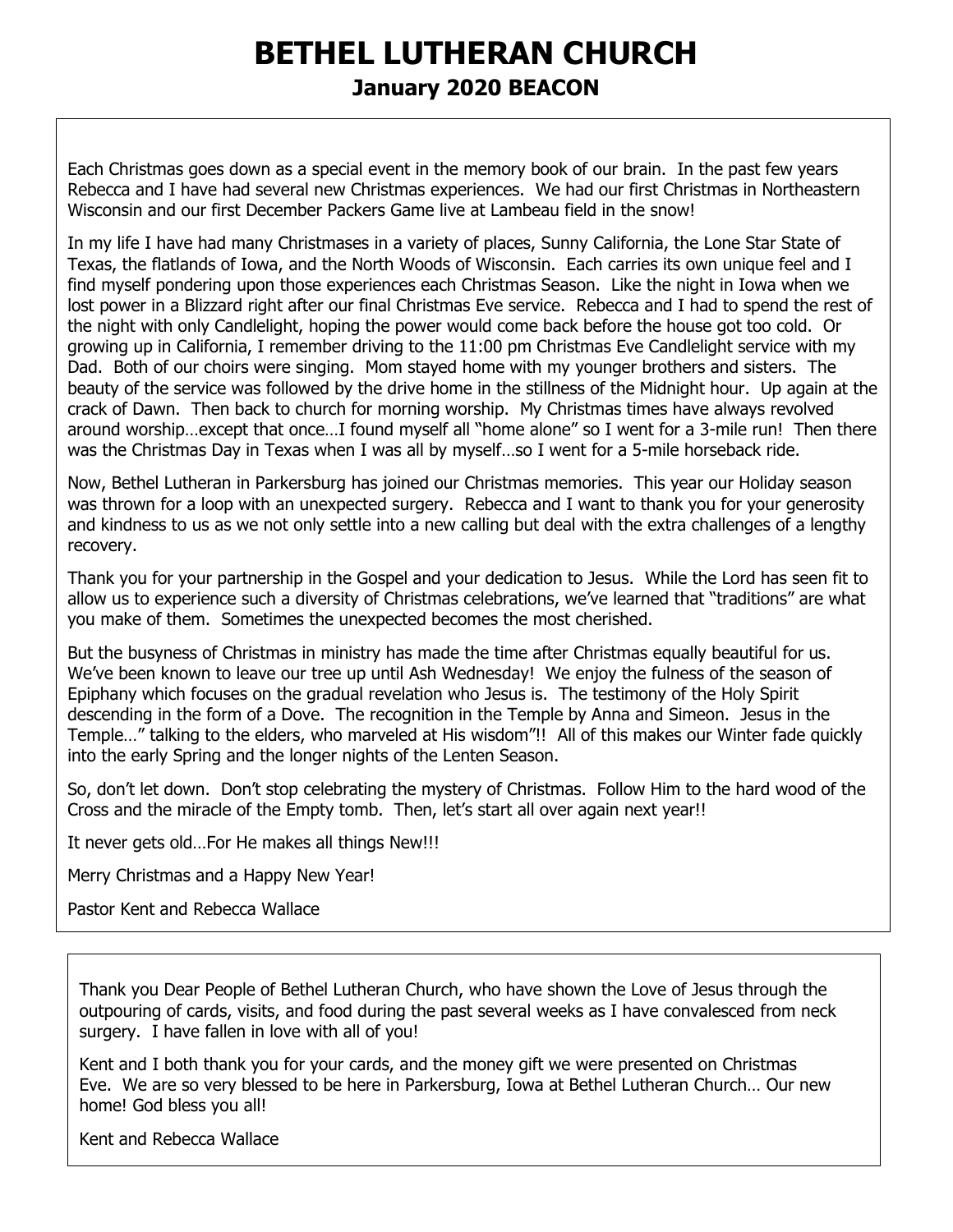# BETHEL LUTHERAN CHURCH

## January 2020 BEACON

Each Christmas goes down as a special event in the memory book of our brain. In the past few years Rebecca and I have had several new Christmas experiences. We had our first Christmas in Northeastern Wisconsin and our first December Packers Game live at Lambeau field in the snow!

In my life I have had many Christmases in a variety of places, Sunny California, the Lone Star State of Texas, the flatlands of Iowa, and the North Woods of Wisconsin. Each carries its own unique feel and I find myself pondering upon those experiences each Christmas Season. Like the night in Iowa when we lost power in a Blizzard right after our final Christmas Eve service. Rebecca and I had to spend the rest of the night with only Candlelight, hoping the power would come back before the house got too cold. Or growing up in California, I remember driving to the 11:00 pm Christmas Eve Candlelight service with my Dad. Both of our choirs were singing. Mom stayed home with my younger brothers and sisters. The beauty of the service was followed by the drive home in the stillness of the Midnight hour. Up again at the crack of Dawn. Then back to church for morning worship. My Christmas times have always revolved around worship…except that once…I found myself all "home alone" so I went for a 3-mile run! Then there was the Christmas Day in Texas when I was all by myself…so I went for a 5-mile horseback ride.

Now, Bethel Lutheran in Parkersburg has joined our Christmas memories. This year our Holiday season was thrown for a loop with an unexpected surgery. Rebecca and I want to thank you for your generosity and kindness to us as we not only settle into a new calling but deal with the extra challenges of a lengthy recovery.

Thank you for your partnership in the Gospel and your dedication to Jesus. While the Lord has seen fit to allow us to experience such a diversity of Christmas celebrations, we've learned that "traditions" are what you make of them. Sometimes the unexpected becomes the most cherished.

But the busyness of Christmas in ministry has made the time after Christmas equally beautiful for us. We've been known to leave our tree up until Ash Wednesday! We enjoy the fulness of the season of Epiphany which focuses on the gradual revelation who Jesus is. The testimony of the Holy Spirit descending in the form of a Dove. The recognition in the Temple by Anna and Simeon. Jesus in the Temple…" talking to the elders, who marveled at His wisdom"!! All of this makes our Winter fade quickly into the early Spring and the longer nights of the Lenten Season.

So, don't let down. Don't stop celebrating the mystery of Christmas. Follow Him to the hard wood of the Cross and the miracle of the Empty tomb. Then, let's start all over again next year!!

It never gets old…For He makes all things New!!!

Merry Christmas and a Happy New Year!

Pastor Kent and Rebecca Wallace

---

Thank you Dear People of Bethel Lutheran Church, who have shown the Love of Jesus through the outpouring of cards, visits, and food during the past several weeks as I have convalesced from neck surgery. I have fallen in love with all of you!

Kent and I both thank you for your cards, and the money gift we were presented on Christmas Eve. We are so very blessed to be here in Parkersburg, Iowa at Bethel Lutheran Church… Our new home! God bless you all!

Kent and Rebecca Wallace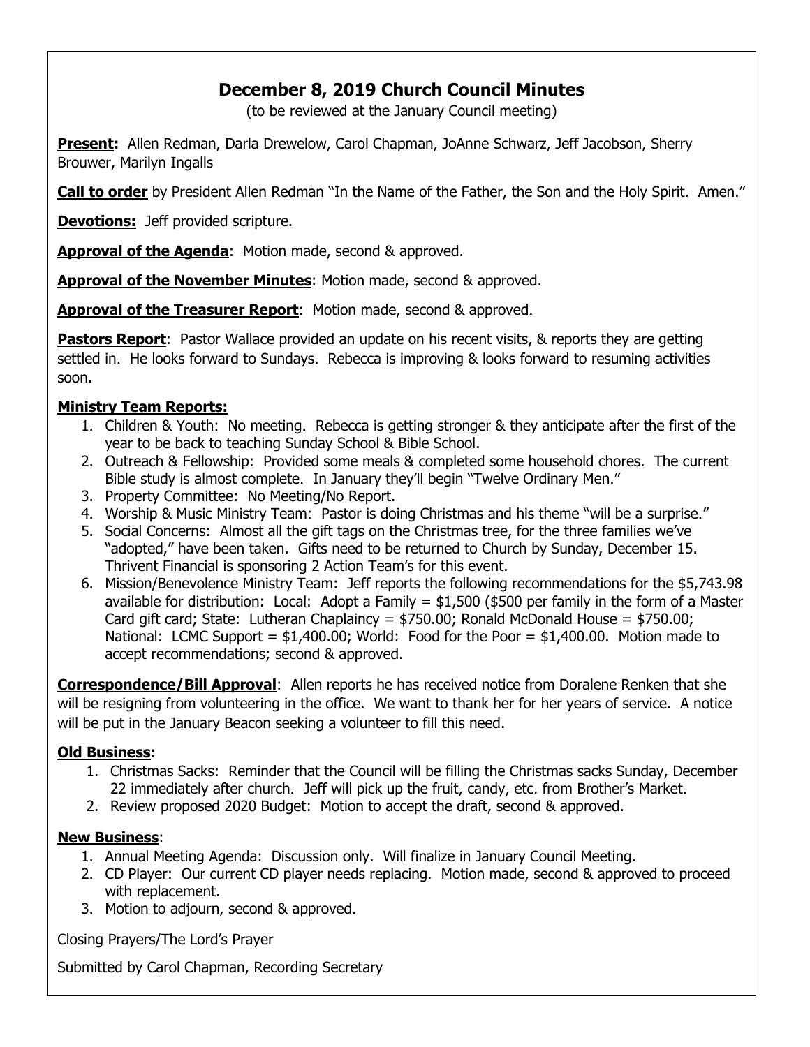# December 8, 2019 Church Council Minutes

(to be reviewed at the January Council meeting)

**Present:** Allen Redman, Darla Drewelow, Carol Chapman, JoAnne Schwarz, Jeff Jacobson, Sherry Brouwer, Marilyn Ingalls

**Call to order** by President Allen Redman "In the Name of the Father, the Son and the Holy Spirit. Amen."

**Devotions:** Jeff provided scripture.

**Approval of the Agenda**: Motion made, second & approved.

**Approval of the November Minutes**: Motion made, second & approved.

**Approval of the Treasurer Report**: Motion made, second & approved.

**Pastors Report**: Pastor Wallace provided an update on his recent visits, & reports they are getting settled in. He looks forward to Sundays. Rebecca is improving & looks forward to resuming activities soon.

**Ministry Team Reports:**

1. Children & Youth: No meeting. Rebecca is getting stronger & they anticipate after the first of the year to be back to teaching Sunday School & Bible School.
2. Outreach & Fellowship: Provided some meals & completed some household chores. The current Bible study is almost complete. In January they'll begin "Twelve Ordinary Men."
3. Property Committee: No Meeting/No Report.
4. Worship & Music Ministry Team: Pastor is doing Christmas and his theme "will be a surprise."
5. Social Concerns: Almost all the gift tags on the Christmas tree, for the three families we've "adopted," have been taken. Gifts need to be returned to Church by Sunday, December 15. Thrivent Financial is sponsoring 2 Action Team's for this event.
6. Mission/Benevolence Ministry Team: Jeff reports the following recommendations for the $5,743.98 available for distribution: Local: Adopt a Family = $1,500 ($500 per family in the form of a Master Card gift card; State: Lutheran Chaplaincy = $750.00; Ronald McDonald House = $750.00; National: LCMC Support = $1,400.00; World: Food for the Poor = $1,400.00. Motion made to accept recommendations; second & approved.

**Correspondence/Bill Approval**: Allen reports he has received notice from Doralene Renken that she will be resigning from volunteering in the office. We want to thank her for her years of service. A notice will be put in the January Beacon seeking a volunteer to fill this need.

**Old Business:**

1. Christmas Sacks: Reminder that the Council will be filling the Christmas sacks Sunday, December 22 immediately after church. Jeff will pick up the fruit, candy, etc. from Brother's Market.
2. Review proposed 2020 Budget: Motion to accept the draft, second & approved.

**New Business**:

1. Annual Meeting Agenda: Discussion only. Will finalize in January Council Meeting.
2. CD Player: Our current CD player needs replacing. Motion made, second & approved to proceed with replacement.
3. Motion to adjourn, second & approved.

Closing Prayers/The Lord's Prayer

Submitted by Carol Chapman, Recording Secretary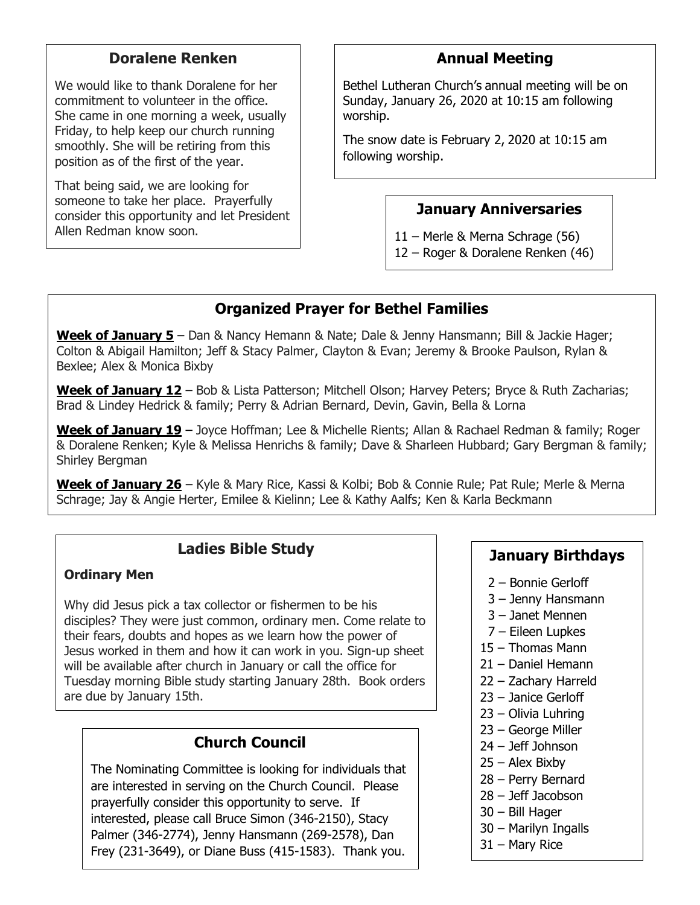## Doralene Renken

We would like to thank Doralene for her commitment to volunteer in the office. She came in one morning a week, usually Friday, to help keep our church running smoothly. She will be retiring from this position as of the first of the year.

That being said, we are looking for someone to take her place. Prayerfully consider this opportunity and let President Allen Redman know soon.

## Annual Meeting

Bethel Lutheran Church's annual meeting will be on Sunday, January 26, 2020 at 10:15 am following worship.

The snow date is February 2, 2020 at 10:15 am following worship.

## January Anniversaries

11 – Merle & Merna Schrage (56)
12 – Roger & Doralene Renken (46)

## Organized Prayer for Bethel Families

**Week of January 5** – Dan & Nancy Hemann & Nate; Dale & Jenny Hansmann; Bill & Jackie Hager; Colton & Abigail Hamilton; Jeff & Stacy Palmer, Clayton & Evan; Jeremy & Brooke Paulson, Rylan & Bexlee; Alex & Monica Bixby

**Week of January 12** – Bob & Lista Patterson; Mitchell Olson; Harvey Peters; Bryce & Ruth Zacharias; Brad & Lindey Hedrick & family; Perry & Adrian Bernard, Devin, Gavin, Bella & Lorna

**Week of January 19** – Joyce Hoffman; Lee & Michelle Rients; Allan & Rachael Redman & family; Roger & Doralene Renken; Kyle & Melissa Henrichs & family; Dave & Sharleen Hubbard; Gary Bergman & family; Shirley Bergman

**Week of January 26** – Kyle & Mary Rice, Kassi & Kolbi; Bob & Connie Rule; Pat Rule; Merle & Merna Schrage; Jay & Angie Herter, Emilee & Kielinn; Lee & Kathy Aalfs; Ken & Karla Beckmann

## Ladies Bible Study

**Ordinary Men**

Why did Jesus pick a tax collector or fishermen to be his disciples? They were just common, ordinary men. Come relate to their fears, doubts and hopes as we learn how the power of Jesus worked in them and how it can work in you. Sign-up sheet will be available after church in January or call the office for Tuesday morning Bible study starting January 28th. Book orders are due by January 15th.

## Church Council

The Nominating Committee is looking for individuals that are interested in serving on the Church Council. Please prayerfully consider this opportunity to serve. If interested, please call Bruce Simon (346-2150), Stacy Palmer (346-2774), Jenny Hansmann (269-2578), Dan Frey (231-3649), or Diane Buss (415-1583). Thank you.

## January Birthdays

2 – Bonnie Gerloff
3 – Jenny Hansmann
3 – Janet Mennen
7 – Eileen Lupkes
15 – Thomas Mann
21 – Daniel Hemann
22 – Zachary Harreld
23 – Janice Gerloff
23 – Olivia Luhring
23 – George Miller
24 – Jeff Johnson
25 – Alex Bixby
28 – Perry Bernard
28 – Jeff Jacobson
30 – Bill Hager
30 – Marilyn Ingalls
31 – Mary Rice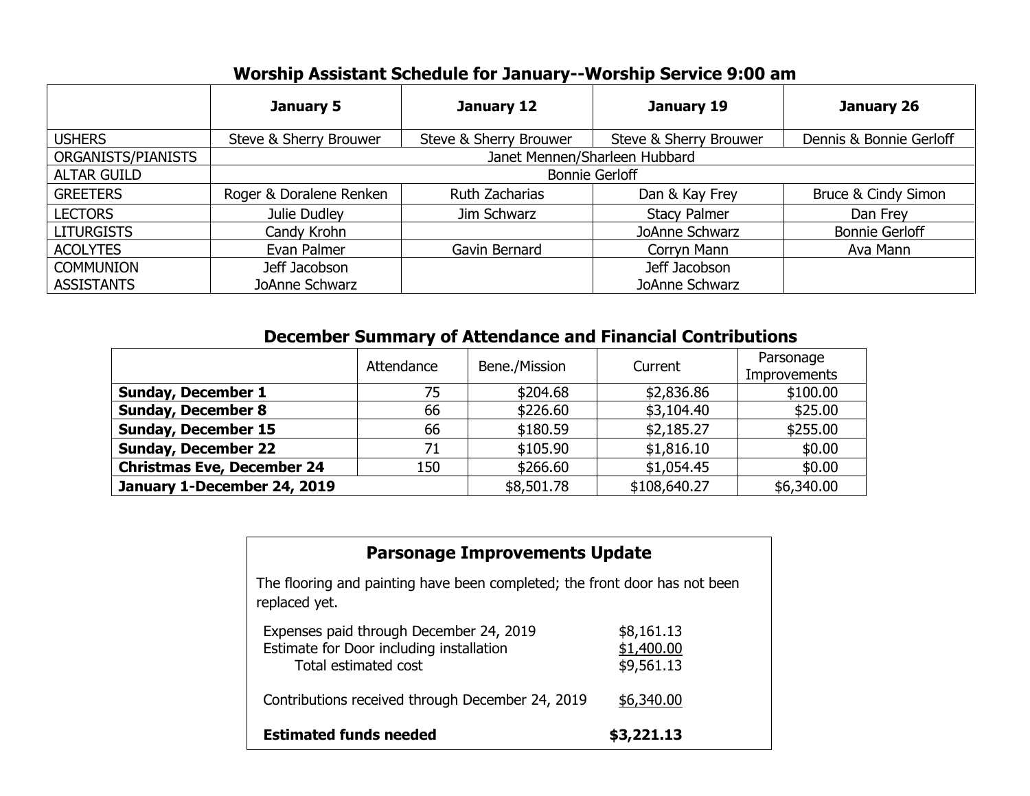## Worship Assistant Schedule for January--Worship Service 9:00 am

| | January 5 | January 12 | January 19 | January 26 |
|---|---|---|---|---|
| USHERS | Steve & Sherry Brouwer | Steve & Sherry Brouwer | Steve & Sherry Brouwer | Dennis & Bonnie Gerloff |
| ORGANISTS/PIANISTS | Janet Mennen/Sharleen Hubbard | | | |
| ALTAR GUILD | Bonnie Gerloff | | | |
| GREETERS | Roger & Doralene Renken | Ruth Zacharias | Dan & Kay Frey | Bruce & Cindy Simon |
| LECTORS | Julie Dudley | Jim Schwarz | Stacy Palmer | Dan Frey |
| LITURGISTS | Candy Krohn | | JoAnne Schwarz | Bonnie Gerloff |
| ACOLYTES | Evan Palmer | Gavin Bernard | Corryn Mann | Ava Mann |
| COMMUNION ASSISTANTS | Jeff Jacobson<br>JoAnne Schwarz | | Jeff Jacobson<br>JoAnne Schwarz | |

## December Summary of Attendance and Financial Contributions

| | Attendance | Bene./Mission | Current | Parsonage Improvements |
|---|---|---|---|---|
| **Sunday, December 1** | 75 | $204.68 | $2,836.86 | $100.00 |
| **Sunday, December 8** | 66 | $226.60 | $3,104.40 | $25.00 |
| **Sunday, December 15** | 66 | $180.59 | $2,185.27 | $255.00 |
| **Sunday, December 22** | 71 | $105.90 | $1,816.10 | $0.00 |
| **Christmas Eve, December 24** | 150 | $266.60 | $1,054.45 | $0.00 |
| **January 1-December 24, 2019** | | $8,501.78 | $108,640.27 | $6,340.00 |

## Parsonage Improvements Update

The flooring and painting have been completed; the front door has not been replaced yet.

| | |
|---|---|
| Expenses paid through December 24, 2019 | $8,161.13 |
| Estimate for Door including installation | $1,400.00 |
| Total estimated cost | $9,561.13 |
| Contributions received through December 24, 2019 | $6,340.00 |
| **Estimated funds needed** | **$3,221.13** |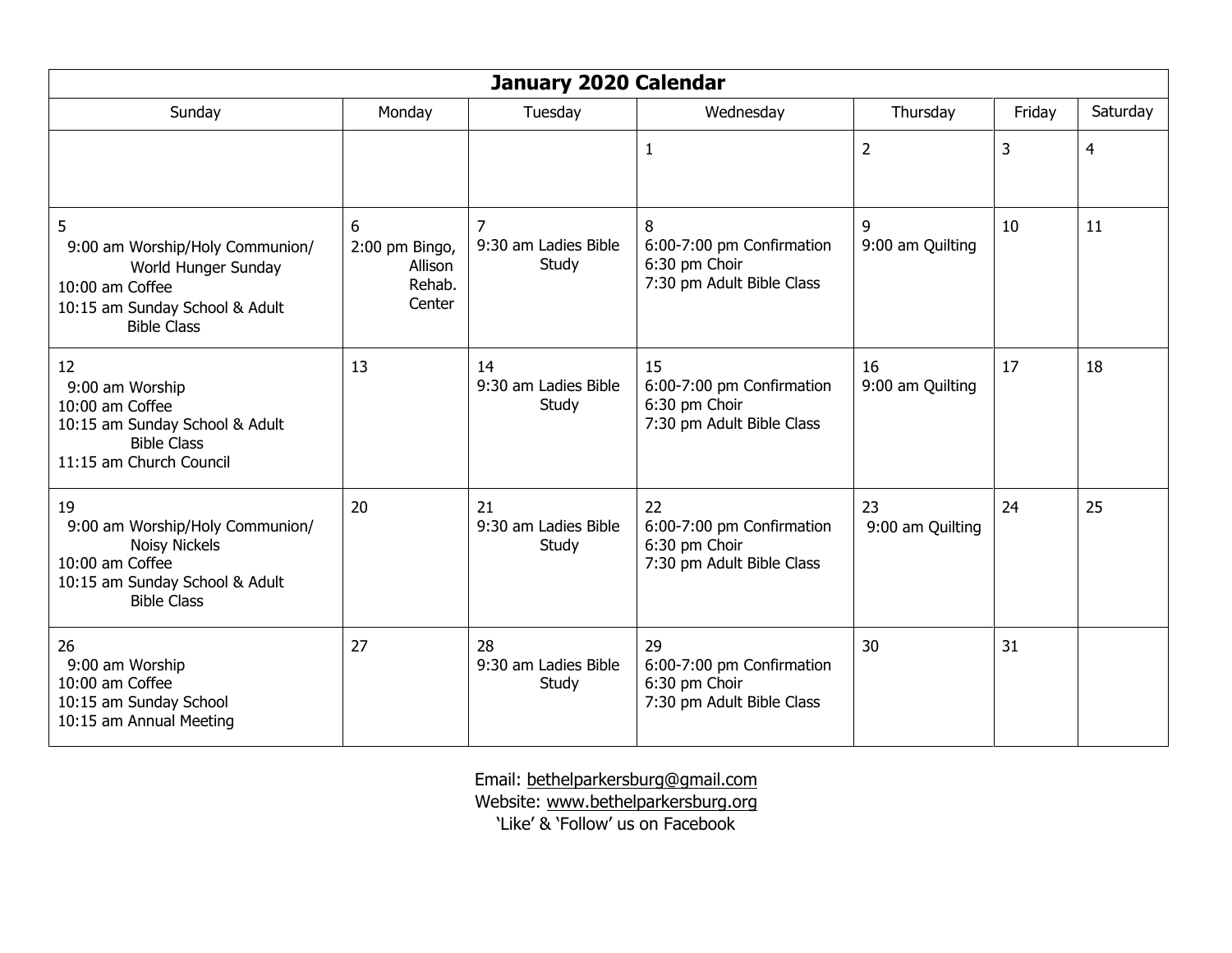# January 2020 Calendar

| Sunday | Monday | Tuesday | Wednesday | Thursday | Friday | Saturday |
|---|---|---|---|---|---|---|
| | | | 1 | 2 | 3 | 4 |
| 5<br>9:00 am Worship/Holy Communion/ World Hunger Sunday<br>10:00 am Coffee<br>10:15 am Sunday School & Adult Bible Class | 6<br>2:00 pm Bingo, Allison Rehab. Center | 7<br>9:30 am Ladies Bible Study | 8<br>6:00-7:00 pm Confirmation<br>6:30 pm Choir<br>7:30 pm Adult Bible Class | 9<br>9:00 am Quilting | 10 | 11 |
| 12<br>9:00 am Worship<br>10:00 am Coffee<br>10:15 am Sunday School & Adult Bible Class<br>11:15 am Church Council | 13 | 14<br>9:30 am Ladies Bible Study | 15<br>6:00-7:00 pm Confirmation<br>6:30 pm Choir<br>7:30 pm Adult Bible Class | 16<br>9:00 am Quilting | 17 | 18 |
| 19<br>9:00 am Worship/Holy Communion/ Noisy Nickels<br>10:00 am Coffee<br>10:15 am Sunday School & Adult Bible Class | 20 | 21<br>9:30 am Ladies Bible Study | 22<br>6:00-7:00 pm Confirmation<br>6:30 pm Choir<br>7:30 pm Adult Bible Class | 23<br>9:00 am Quilting | 24 | 25 |
| 26<br>9:00 am Worship<br>10:00 am Coffee<br>10:15 am Sunday School<br>10:15 am Annual Meeting | 27 | 28<br>9:30 am Ladies Bible Study | 29<br>6:00-7:00 pm Confirmation<br>6:30 pm Choir<br>7:30 pm Adult Bible Class | 30 | 31 | |

Email: bethelparkersburg@gmail.com
Website: www.bethelparkersburg.org
'Like' & 'Follow' us on Facebook